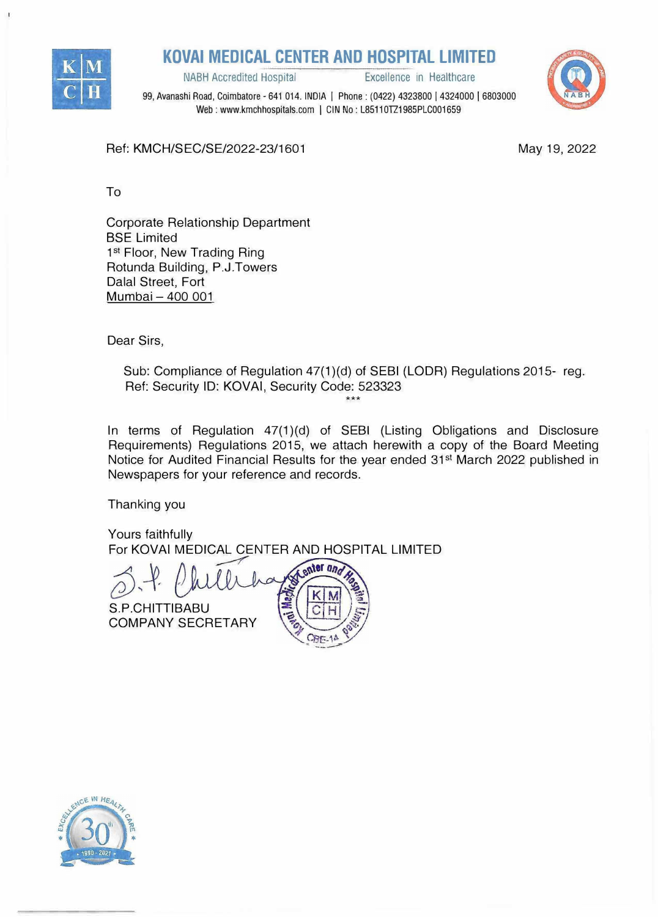# KOVAI MEDICAL CENTER AND HOSPITAL LIMITED

NABH Accredited Hospital    Excellence in Healthcare

99, Avanashi Road, Coimbatore - 641 014. INDIA | Phone : (0422) 4323800 | 4324000 | 6803000
Web : www.kmchhospitals.com | CIN No : L85110TZ1985PLC001659

Ref: KMCH/SEC/SE/2022-23/1601

May 19, 2022

To

Corporate Relationship Department
BSE Limited
1st Floor, New Trading Ring
Rotunda Building, P.J.Towers
Dalal Street, Fort
Mumbai – 400 001

Dear Sirs,

Sub: Compliance of Regulation 47(1)(d) of SEBI (LODR) Regulations 2015- reg.
Ref: Security ID: KOVAI, Security Code: 523323

***

In terms of Regulation 47(1)(d) of SEBI (Listing Obligations and Disclosure Requirements) Regulations 2015, we attach herewith a copy of the Board Meeting Notice for Audited Financial Results for the year ended 31st March 2022 published in Newspapers for your reference and records.

Thanking you

Yours faithfully
For KOVAI MEDICAL CENTER AND HOSPITAL LIMITED

S.P.CHITTIBABU
COMPANY SECRETARY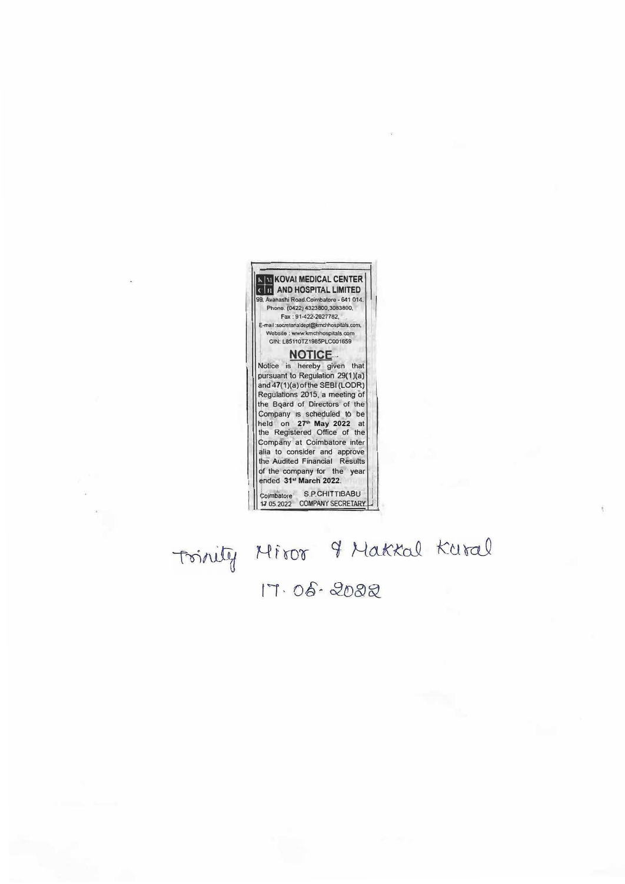**KOVAI MEDICAL CENTER AND HOSPITAL LIMITED**

99, Avanashi Road, Coimbatore - 641 014.
Phone. (0422) 4323800,3083800,
Fax : 91-422-2627782,
E-mail :secretarialdept@kmchhospitals.com,
Website : www.kmchhospitals.com
CIN: L85110TZ1985PLC001659

## NOTICE

Notice is hereby given that pursuant to Regulation 29(1)(a) and 47(1)(a) of the SEBI (LODR) Regulations 2015, a meeting of the Board of Directors of the Company is scheduled to be held on **27th May 2022** at the Registered Office of the Company at Coimbatore inter alia to consider and approve the Audited Financial Results of the company for the year ended **31st March 2022**.

Coimbatore
17.05.2022

S.P.CHITTIBABU
COMPANY SECRETARY

Trinity Miror & Makkal Kural
17.05.2022